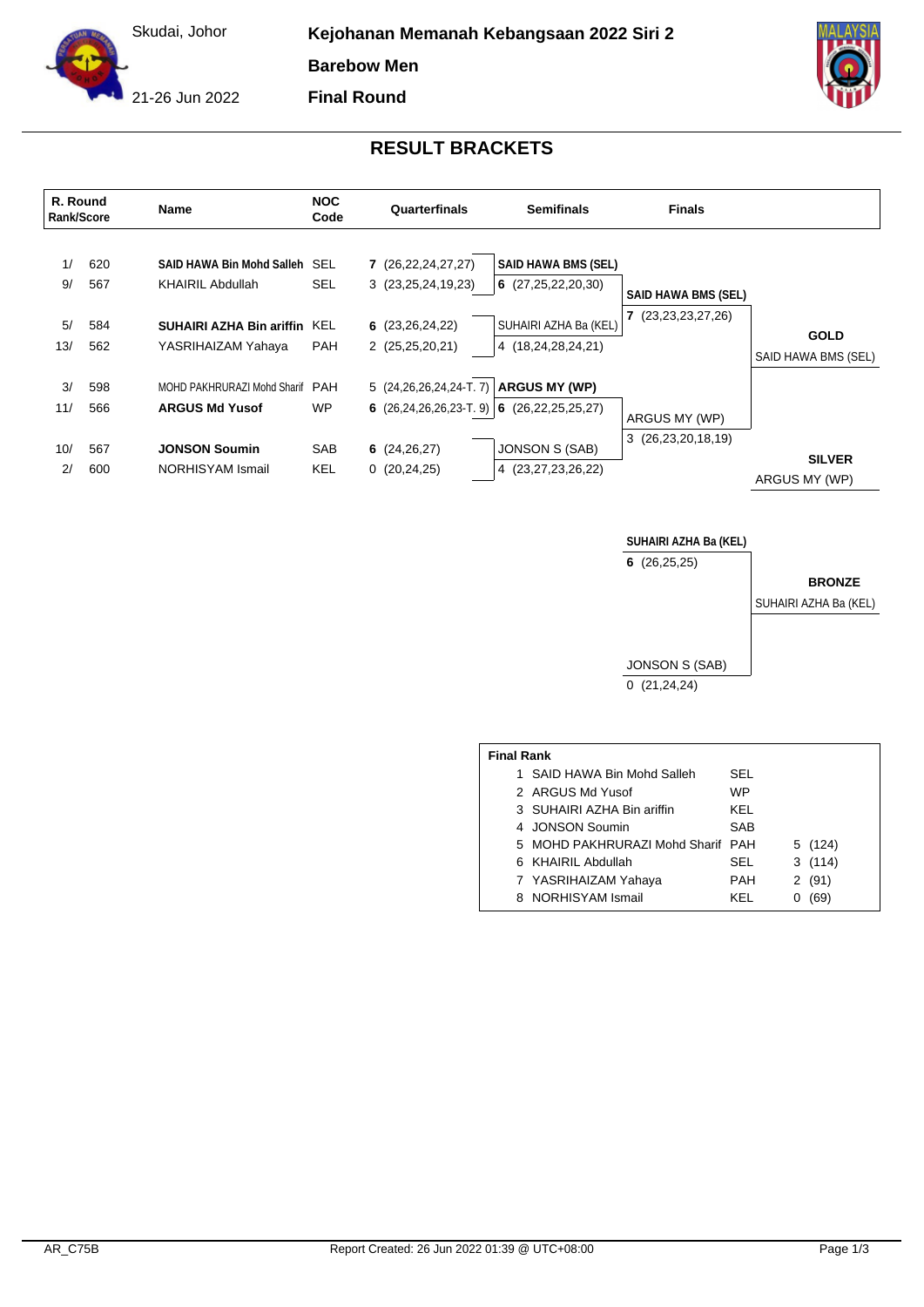Skudai, Johor

21-26 Jun 2022

**Kejohanan Memanah Kebangsaan 2022 Siri 2**

**Barebow Men**

**Final Round**

## RESULT BRACKETS

| R. Round Rank/Score | | Name | NOC Code | Quarterfinals | Semifinals | Finals | |
|---|---|---|---|---|---|---|---|
| 1/ | 620 | **SAID HAWA Bin Mohd Salleh** | SEL | **7** (26,22,24,27,27) | **SAID HAWA BMS (SEL)** | | |
| 9/ | 567 | KHAIRIL Abdullah | SEL | 3 (23,25,24,19,23) | **6** (27,25,22,20,30) | **SAID HAWA BMS (SEL)** | |
| 5/ | 584 | **SUHAIRI AZHA Bin ariffin** | KEL | **6** (23,26,24,22) | SUHAIRI AZHA Ba (KEL) | **7** (23,23,23,27,26) | **GOLD** |
| 13/ | 562 | YASRIHAIZAM Yahaya | PAH | 2 (25,25,20,21) | 4 (18,24,28,24,21) | | SAID HAWA BMS (SEL) |
| 3/ | 598 | MOHD PAKHRURAZI Mohd Sharif | PAH | 5 (24,26,26,24,24-T. 7) | **ARGUS MY (WP)** | | |
| 11/ | 566 | **ARGUS Md Yusof** | WP | **6** (26,24,26,26,23-T. 9) | **6** (26,22,25,25,27) | ARGUS MY (WP) | |
| 10/ | 567 | **JONSON Soumin** | SAB | **6** (24,26,27) | JONSON S (SAB) | 3 (26,23,20,18,19) | **SILVER** |
| 2/ | 600 | NORHISYAM Ismail | KEL | 0 (20,24,25) | 4 (23,27,23,26,22) | | ARGUS MY (WP) |

**Bronze Medal Match**

| Finals | |
|---|---|
| **SUHAIRI AZHA Ba (KEL)** | |
| **6** (26,25,25) | **BRONZE** |
| | SUHAIRI AZHA Ba (KEL) |
| JONSON S (SAB) | |
| 0 (21,24,24) | |

**Final Rank**

| | Name | NOC | | |
|---|---|---|---|---|
| 1 | SAID HAWA Bin Mohd Salleh | SEL | | |
| 2 | ARGUS Md Yusof | WP | | |
| 3 | SUHAIRI AZHA Bin ariffin | KEL | | |
| 4 | JONSON Soumin | SAB | | |
| 5 | MOHD PAKHRURAZI Mohd Sharif | PAH | 5 | (124) |
| 6 | KHAIRIL Abdullah | SEL | 3 | (114) |
| 7 | YASRIHAIZAM Yahaya | PAH | 2 | (91) |
| 8 | NORHISYAM Ismail | KEL | 0 | (69) |

AR_C75B

Report Created: 26 Jun 2022 01:39 @ UTC+08:00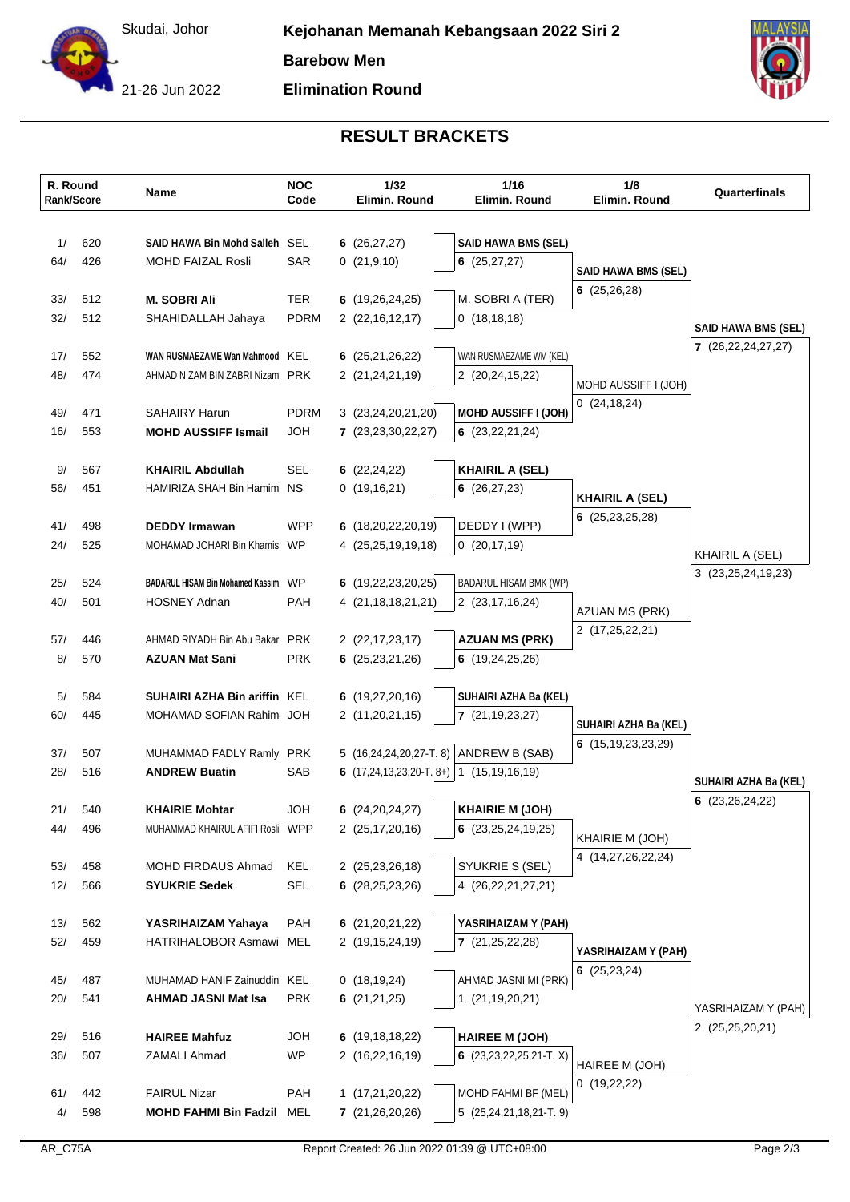Skudai, Johor

21-26 Jun 2022

**Kejohanan Memanah Kebangsaan 2022 Siri 2**

**Barebow Men**

**Elimination Round**

## RESULT BRACKETS

| R. Round Rank/Score | | Name | NOC Code | 1/32 Elimin. Round | 1/16 Elimin. Round | 1/8 Elimin. Round | Quarterfinals |
|---|---|---|---|---|---|---|---|
| 1/ | 620 | **SAID HAWA Bin Mohd Salleh** | SEL | **6** (26,27,27) | **SAID HAWA BMS (SEL)** | | |
| 64/ | 426 | MOHD FAIZAL Rosli | SAR | 0 (21,9,10) | **6** (25,27,27) | **SAID HAWA BMS (SEL)** | |
| 33/ | 512 | **M. SOBRI Ali** | TER | **6** (19,26,24,25) | M. SOBRI A (TER) | **6** (25,26,28) | |
| 32/ | 512 | SHAHIDALLAH Jahaya | PDRM | 2 (22,16,12,17) | 0 (18,18,18) | | **SAID HAWA BMS (SEL)** |
| 17/ | 552 | **WAN RUSMAEZAME Wan Mahmood** | KEL | **6** (25,21,26,22) | WAN RUSMAEZAME WM (KEL) | | **7** (26,22,24,27,27) |
| 48/ | 474 | AHMAD NIZAM BIN ZABRI Nizam | PRK | 2 (21,24,21,19) | 2 (20,24,15,22) | MOHD AUSSIFF I (JOH) | |
| 49/ | 471 | SAHAIRY Harun | PDRM | 3 (23,24,20,21,20) | **MOHD AUSSIFF I (JOH)** | 0 (24,18,24) | |
| 16/ | 553 | **MOHD AUSSIFF Ismail** | JOH | **7** (23,23,30,22,27) | **6** (23,22,21,24) | | |
| 9/ | 567 | **KHAIRIL Abdullah** | SEL | **6** (22,24,22) | **KHAIRIL A (SEL)** | | |
| 56/ | 451 | HAMIRIZA SHAH Bin Hamim | NS | 0 (19,16,21) | **6** (26,27,23) | **KHAIRIL A (SEL)** | |
| 41/ | 498 | **DEDDY Irmawan** | WPP | **6** (18,20,22,20,19) | DEDDY I (WPP) | **6** (25,23,25,28) | |
| 24/ | 525 | MOHAMAD JOHARI Bin Khamis | WP | 4 (25,25,19,19,18) | 0 (20,17,19) | | KHAIRIL A (SEL) |
| 25/ | 524 | **BADARUL HISAM Bin Mohamed Kassim** | WP | **6** (19,22,23,20,25) | BADARUL HISAM BMK (WP) | | 3 (23,25,24,19,23) |
| 40/ | 501 | HOSNEY Adnan | PAH | 4 (21,18,18,21,21) | 2 (23,17,16,24) | AZUAN MS (PRK) | |
| 57/ | 446 | AHMAD RIYADH Bin Abu Bakar | PRK | 2 (22,17,23,17) | **AZUAN MS (PRK)** | 2 (17,25,22,21) | |
| 8/ | 570 | **AZUAN Mat Sani** | PRK | **6** (25,23,21,26) | **6** (19,24,25,26) | | |
| 5/ | 584 | **SUHAIRI AZHA Bin ariffin** | KEL | **6** (19,27,20,16) | **SUHAIRI AZHA Ba (KEL)** | | |
| 60/ | 445 | MOHAMAD SOFIAN Rahim | JOH | 2 (11,20,21,15) | **7** (21,19,23,27) | **SUHAIRI AZHA Ba (KEL)** | |
| 37/ | 507 | MUHAMMAD FADLY Ramly | PRK | 5 (16,24,24,20,27-T. 8) | ANDREW B (SAB) | **6** (15,19,23,23,29) | |
| 28/ | 516 | **ANDREW Buatin** | SAB | **6** (17,24,13,23,20-T. 8+) | 1 (15,19,16,19) | | **SUHAIRI AZHA Ba (KEL)** |
| 21/ | 540 | **KHAIRIE Mohtar** | JOH | **6** (24,20,24,27) | **KHAIRIE M (JOH)** | | **6** (23,26,24,22) |
| 44/ | 496 | MUHAMMAD KHAIRUL AFIFI Rosli | WPP | 2 (25,17,20,16) | **6** (23,25,24,19,25) | KHAIRIE M (JOH) | |
| 53/ | 458 | MOHD FIRDAUS Ahmad | KEL | 2 (25,23,26,18) | SYUKRIE S (SEL) | 4 (14,27,26,22,24) | |
| 12/ | 566 | **SYUKRIE Sedek** | SEL | **6** (28,25,23,26) | 4 (26,22,21,27,21) | | |
| 13/ | 562 | **YASRIHAIZAM Yahaya** | PAH | **6** (21,20,21,22) | **YASRIHAIZAM Y (PAH)** | | |
| 52/ | 459 | HATRIHALOBOR Asmawi | MEL | 2 (19,15,24,19) | **7** (21,25,22,28) | **YASRIHAIZAM Y (PAH)** | |
| 45/ | 487 | MUHAMAD HANIF Zainuddin | KEL | 0 (18,19,24) | AHMAD JASNI MI (PRK) | **6** (25,23,24) | |
| 20/ | 541 | **AHMAD JASNI Mat Isa** | PRK | **6** (21,21,25) | 1 (21,19,20,21) | | YASRIHAIZAM Y (PAH) |
| 29/ | 516 | **HAIREE Mahfuz** | JOH | **6** (19,18,18,22) | **HAIREE M (JOH)** | | 2 (25,25,20,21) |
| 36/ | 507 | ZAMALI Ahmad | WP | 2 (16,22,16,19) | **6** (23,23,22,25,21-T. X) | HAIREE M (JOH) | |
| 61/ | 442 | FAIRUL Nizar | PAH | 1 (17,21,20,22) | MOHD FAHMI BF (MEL) | 0 (19,22,22) | |
| 4/ | 598 | **MOHD FAHMI Bin Fadzil** | MEL | **7** (21,26,20,26) | 5 (25,24,21,18,21-T. 9) | | |

AR_C75A

Report Created: 26 Jun 2022 01:39 @ UTC+08:00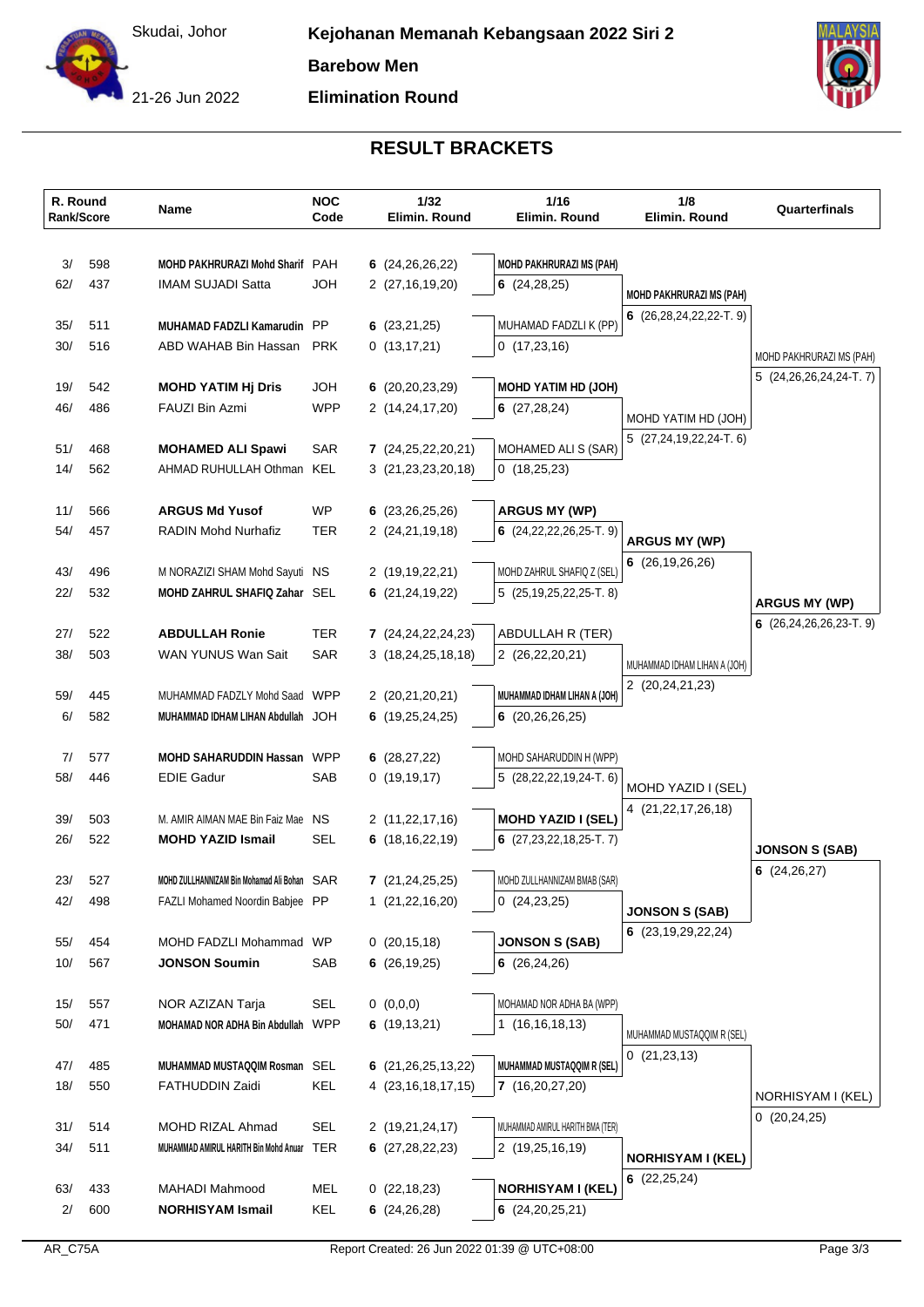Skudai, Johor

21-26 Jun 2022

**Kejohanan Memanah Kebangsaan 2022 Siri 2**

**Barebow Men**

**Elimination Round**

## RESULT BRACKETS

| R. Round Rank/Score | | Name | NOC Code | 1/32 Elimin. Round | 1/16 Elimin. Round | 1/8 Elimin. Round | Quarterfinals |
|---|---|---|---|---|---|---|---|
| 3/ | 598 | **MOHD PAKHRURAZI Mohd Sharif** | PAH | **6** (24,26,26,22) | **MOHD PAKHRURAZI MS (PAH)** | | |
| 62/ | 437 | IMAM SUJADI Satta | JOH | 2 (27,16,19,20) | **6** (24,28,25) | **MOHD PAKHRURAZI MS (PAH)** | |
| 35/ | 511 | **MUHAMAD FADZLI Kamarudin** | PP | **6** (23,21,25) | MUHAMAD FADZLI K (PP) | **6** (26,28,24,22,22-T. 9) | |
| 30/ | 516 | ABD WAHAB Bin Hassan | PRK | 0 (13,17,21) | 0 (17,23,16) | | MOHD PAKHRURAZI MS (PAH) |
| 19/ | 542 | **MOHD YATIM Hj Dris** | JOH | **6** (20,20,23,29) | **MOHD YATIM HD (JOH)** | | 5 (24,26,26,24,24-T. 7) |
| 46/ | 486 | FAUZI Bin Azmi | WPP | 2 (14,24,17,20) | **6** (27,28,24) | MOHD YATIM HD (JOH) | |
| 51/ | 468 | **MOHAMED ALI Spawi** | SAR | **7** (24,25,22,20,21) | MOHAMED ALI S (SAR) | 5 (27,24,19,22,24-T. 6) | |
| 14/ | 562 | AHMAD RUHULLAH Othman | KEL | 3 (21,23,23,20,18) | 0 (18,25,23) | | |
| 11/ | 566 | **ARGUS Md Yusof** | WP | **6** (23,26,25,26) | **ARGUS MY (WP)** | | |
| 54/ | 457 | RADIN Mohd Nurhafiz | TER | 2 (24,21,19,18) | **6** (24,22,22,26,25-T. 9) | **ARGUS MY (WP)** | |
| 43/ | 496 | M NORAZIZI SHAM Mohd Sayuti | NS | 2 (19,19,22,21) | MOHD ZAHRUL SHAFIQ Z (SEL) | **6** (26,19,26,26) | |
| 22/ | 532 | **MOHD ZAHRUL SHAFIQ Zahar** | SEL | **6** (21,24,19,22) | 5 (25,19,25,22,25-T. 8) | | **ARGUS MY (WP)** |
| 27/ | 522 | **ABDULLAH Ronie** | TER | **7** (24,24,22,24,23) | ABDULLAH R (TER) | | **6** (26,24,26,26,23-T. 9) |
| 38/ | 503 | WAN YUNUS Wan Sait | SAR | 3 (18,24,25,18,18) | 2 (26,22,20,21) | MUHAMMAD IDHAM LIHAN A (JOH) | |
| 59/ | 445 | MUHAMMAD FADZLY Mohd Saad | WPP | 2 (20,21,20,21) | **MUHAMMAD IDHAM LIHAN A (JOH)** | 2 (20,24,21,23) | |
| 6/ | 582 | **MUHAMMAD IDHAM LIHAN Abdullah** | JOH | **6** (19,25,24,25) | **6** (20,26,26,25) | | |
| 7/ | 577 | **MOHD SAHARUDDIN Hassan** | WPP | **6** (28,27,22) | MOHD SAHARUDDIN H (WPP) | | |
| 58/ | 446 | EDIE Gadur | SAB | 0 (19,19,17) | 5 (28,22,22,19,24-T. 6) | MOHD YAZID I (SEL) | |
| 39/ | 503 | M. AMIR AIMAN MAE Bin Faiz Mae | NS | 2 (11,22,17,16) | **MOHD YAZID I (SEL)** | 4 (21,22,17,26,18) | |
| 26/ | 522 | **MOHD YAZID Ismail** | SEL | **6** (18,16,22,19) | **6** (27,23,22,18,25-T. 7) | | **JONSON S (SAB)** |
| 23/ | 527 | **MOHD ZULLHANNIZAM Bin Mohamad Ali Bohan** | SAR | **7** (21,24,25,25) | MOHD ZULLHANNIZAM BMAB (SAR) | | **6** (24,26,27) |
| 42/ | 498 | FAZLI Mohamed Noordin Babjee | PP | 1 (21,22,16,20) | 0 (24,23,25) | **JONSON S (SAB)** | |
| 55/ | 454 | MOHD FADZLI Mohammad | WP | 0 (20,15,18) | **JONSON S (SAB)** | **6** (23,19,29,22,24) | |
| 10/ | 567 | **JONSON Soumin** | SAB | **6** (26,19,25) | **6** (26,24,26) | | |
| 15/ | 557 | NOR AZIZAN Tarja | SEL | 0 (0,0,0) | MOHAMAD NOR ADHA BA (WPP) | | |
| 50/ | 471 | **MOHAMAD NOR ADHA Bin Abdullah** | WPP | **6** (19,13,21) | 1 (16,16,18,13) | MUHAMMAD MUSTAQQIM R (SEL) | |
| 47/ | 485 | **MUHAMMAD MUSTAQQIM Rosman** | SEL | **6** (21,26,25,13,22) | **MUHAMMAD MUSTAQQIM R (SEL)** | 0 (21,23,13) | |
| 18/ | 550 | FATHUDDIN Zaidi | KEL | 4 (23,16,18,17,15) | **7** (16,20,27,20) | | NORHISYAM I (KEL) |
| 31/ | 514 | MOHD RIZAL Ahmad | SEL | 2 (19,21,24,17) | MUHAMMAD AMIRUL HARITH BMA (TER) | | 0 (20,24,25) |
| 34/ | 511 | **MUHAMMAD AMIRUL HARITH Bin Mohd Anuar** | TER | **6** (27,28,22,23) | 2 (19,25,16,19) | **NORHISYAM I (KEL)** | |
| 63/ | 433 | MAHADI Mahmood | MEL | 0 (22,18,23) | **NORHISYAM I (KEL)** | **6** (22,25,24) | |
| 2/ | 600 | **NORHISYAM Ismail** | KEL | **6** (24,26,28) | **6** (24,20,25,21) | | |

AR_C75A Report Created: 26 Jun 2022 01:39 @ UTC+08:00